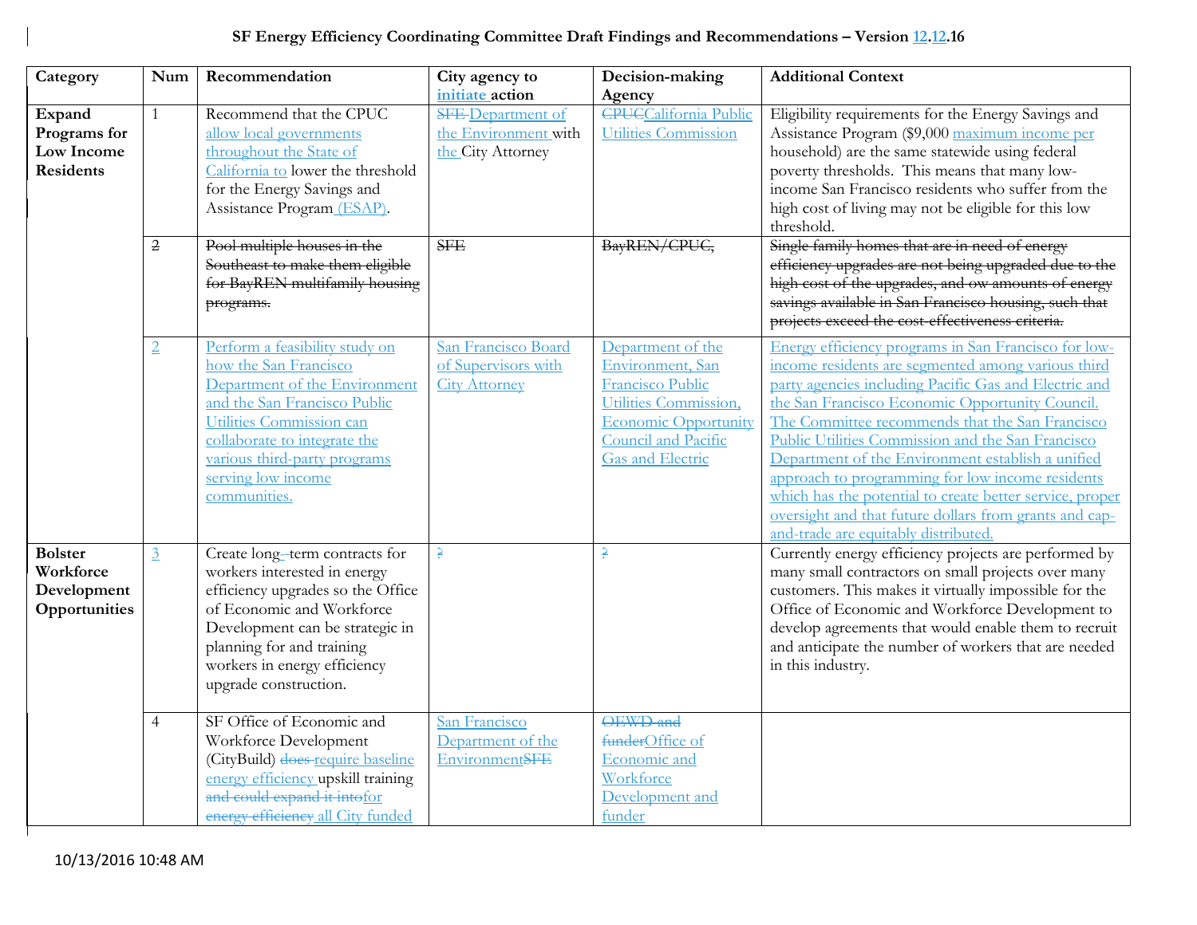# SF Energy Efficiency Coordinating Committee Draft Findings and Recommendations – Version 12.12.16

| Category | Num | Recommendation | City agency to initiate action | Decision-making Agency | Additional Context |
|---|---|---|---|---|---|
| **Expand Programs for Low Income Residents** | 1 | Recommend that the CPUC allow local governments throughout the State of California to lower the threshold for the Energy Savings and Assistance Program (ESAP). | ~~SFE~~ Department of the Environment with the City Attorney | ~~CPUC~~California Public Utilities Commission | Eligibility requirements for the Energy Savings and Assistance Program ($9,000 maximum income per household) are the same statewide using federal poverty thresholds. This means that many low-income San Francisco residents who suffer from the high cost of living may not be eligible for this low threshold. |
| | ~~2~~ | ~~Pool multiple houses in the Southeast to make them eligible for BayREN multifamily housing programs.~~ | ~~SFE~~ | ~~BayREN/CPUC,~~ | ~~Single family homes that are in need of energy efficiency upgrades are not being upgraded due to the high cost of the upgrades, and ow amounts of energy savings available in San Francisco housing, such that projects exceed the cost-effectiveness criteria.~~ |
| | 2 | Perform a feasibility study on how the San Francisco Department of the Environment and the San Francisco Public Utilities Commission can collaborate to integrate the various third-party programs serving low income communities. | San Francisco Board of Supervisors with City Attorney | Department of the Environment, San Francisco Public Utilities Commission, Economic Opportunity Council and Pacific Gas and Electric | Energy efficiency programs in San Francisco for low-income residents are segmented among various third party agencies including Pacific Gas and Electric and the San Francisco Economic Opportunity Council. The Committee recommends that the San Francisco Public Utilities Commission and the San Francisco Department of the Environment establish a unified approach to programming for low income residents which has the potential to create better service, proper oversight and that future dollars from grants and cap-and-trade are equitably distributed. |
| **Bolster Workforce Development Opportunities** | 3 | Create long-term contracts for workers interested in energy efficiency upgrades so the Office of Economic and Workforce Development can be strategic in planning for and training workers in energy efficiency upgrade construction. | ~~?~~ | ~~?~~ | Currently energy efficiency projects are performed by many small contractors on small projects over many customers. This makes it virtually impossible for the Office of Economic and Workforce Development to develop agreements that would enable them to recruit and anticipate the number of workers that are needed in this industry. |
| | 4 | SF Office of Economic and Workforce Development (CityBuild) ~~does~~ require baseline energy efficiency upskill training ~~and could expand it into~~for ~~energy efficiency~~ all City funded | San Francisco Department of the Environment~~SFE~~ | ~~OEWD and funder~~Office of Economic and Workforce Development and funder | |

10/13/2016 10:48 AM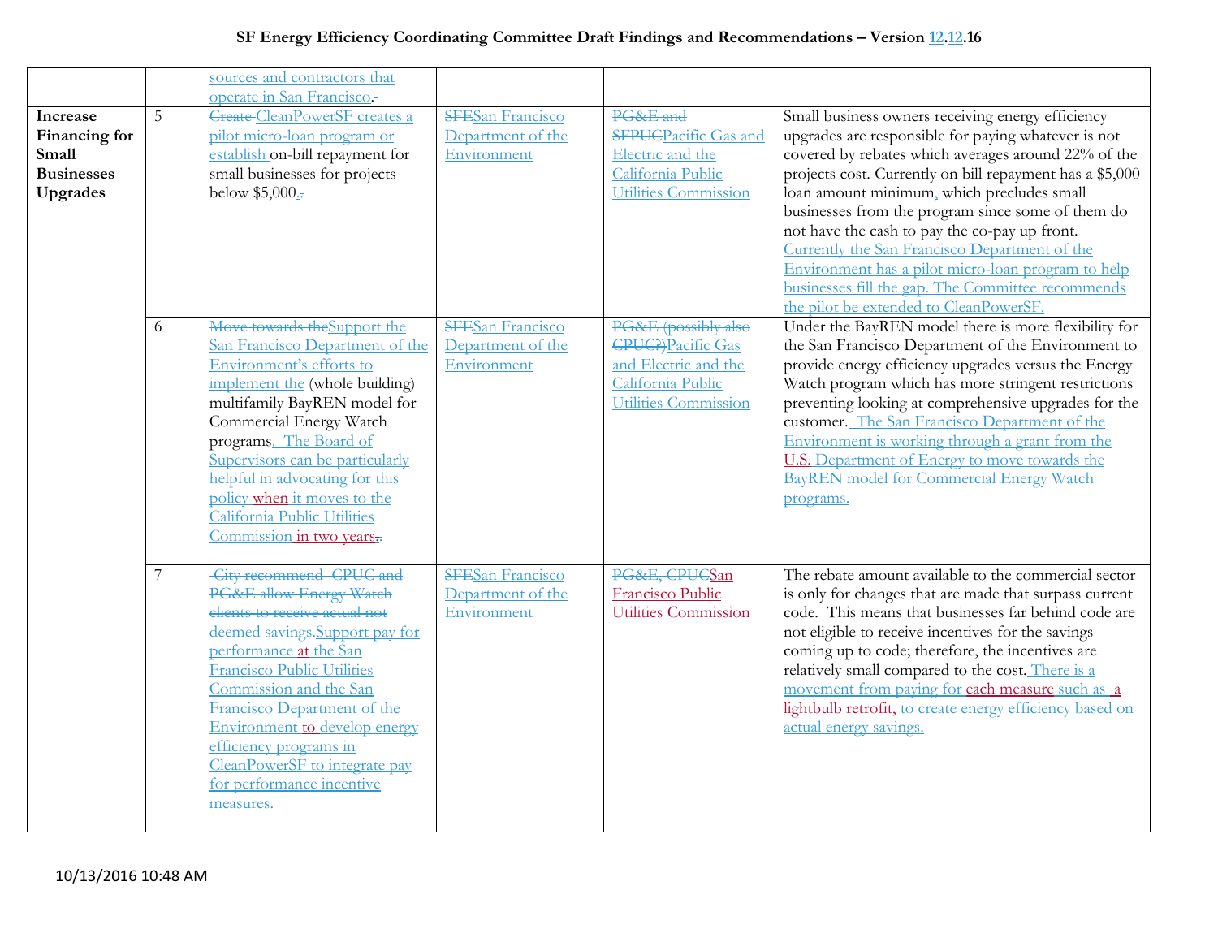| | | | | | |
|---|---|---|---|---|---|
| | | sources and contractors that operate in San Francisco. | | | |
| **Increase Financing for Small Businesses Upgrades** | 5 | ~~Create~~ CleanPowerSF creates a pilot micro-loan program or establish on-bill repayment for small businesses for projects below $5,000. | ~~SFE~~San Francisco Department of the Environment | ~~PG&E and SFPUC~~Pacific Gas and Electric and the California Public Utilities Commission | Small business owners receiving energy efficiency upgrades are responsible for paying whatever is not covered by rebates which averages around 22% of the projects cost. Currently on bill repayment has a $5,000 loan amount minimum, which precludes small businesses from the program since some of them do not have the cash to pay the co-pay up front. Currently the San Francisco Department of the Environment has a pilot micro-loan program to help businesses fill the gap. The Committee recommends the pilot be extended to CleanPowerSF. |
| | 6 | ~~Move towards the~~Support the San Francisco Department of the Environment's efforts to implement the (whole building) multifamily BayREN model for Commercial Energy Watch programs. The Board of Supervisors can be particularly helpful in advocating for this policy when it moves to the California Public Utilities Commission in two years. | ~~SFE~~San Francisco Department of the Environment | ~~PG&E (possibly also CPUC?)~~Pacific Gas and Electric and the California Public Utilities Commission | Under the BayREN model there is more flexibility for the San Francisco Department of the Environment to provide energy efficiency upgrades versus the Energy Watch program which has more stringent restrictions preventing looking at comprehensive upgrades for the customer. The San Francisco Department of the Environment is working through a grant from the U.S. Department of Energy to move towards the BayREN model for Commercial Energy Watch programs. |
| | 7 | ~~City recommend CPUC and PG&E allow Energy Watch clients to receive actual not deemed savings.~~Support pay for performance at the San Francisco Public Utilities Commission and the San Francisco Department of the Environment to develop energy efficiency programs in CleanPowerSF to integrate pay for performance incentive measures. | ~~SFE~~San Francisco Department of the Environment | ~~PG&E, CPUC~~San Francisco Public Utilities Commission | The rebate amount available to the commercial sector is only for changes that are made that surpass current code. This means that businesses far behind code are not eligible to receive incentives for the savings coming up to code; therefore, the incentives are relatively small compared to the cost. There is a movement from paying for each measure such as a lightbulb retrofit, to create energy efficiency based on actual energy savings. |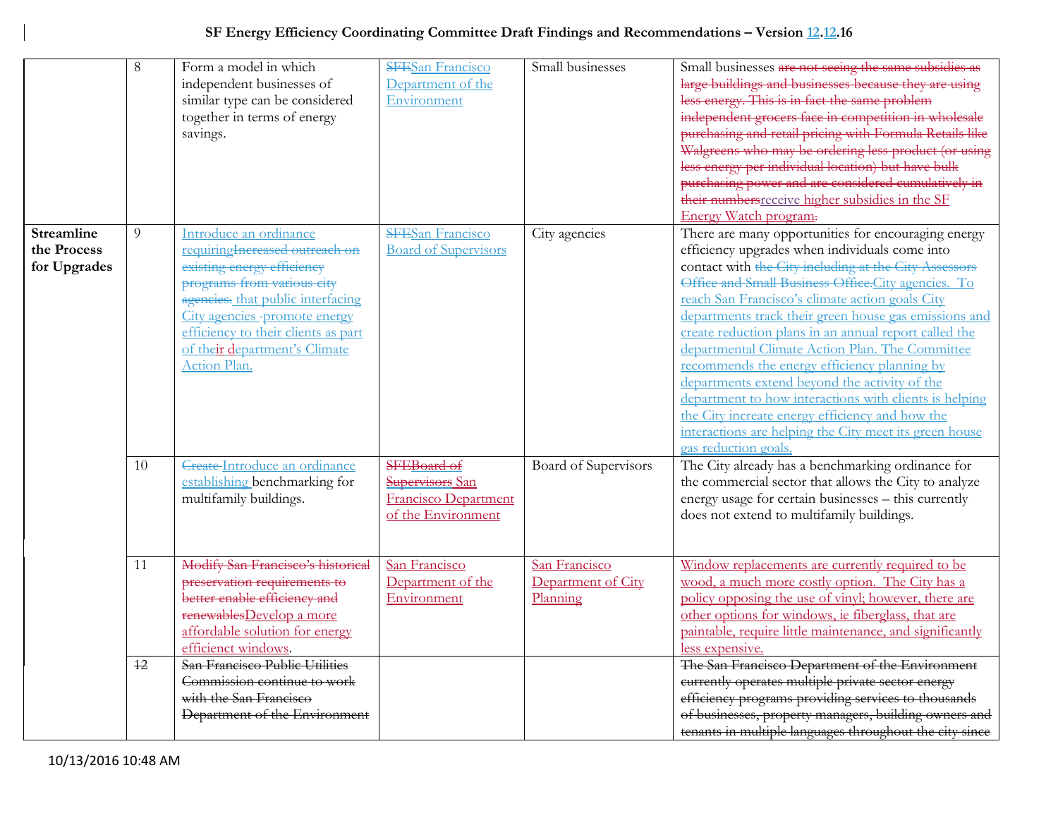| | | | | | |
|---|---|---|---|---|---|
| | 8 | Form a model in which independent businesses of similar type can be considered together in terms of energy savings. | ~~SFE~~San Francisco Department of the Environment | Small businesses | Small businesses ~~are not seeing the same subsidies as large buildings and businesses because they are using less energy. This is in fact the same problem independent grocers face in competition in wholesale purchasing and retail pricing with Formula Retails like Walgreens who may be ordering less product (or using less energy per individual location) but have bulk purchasing power and are considered cumulatively in their numbers~~receive higher subsidies in the SF Energy Watch program~~.~~ |
| **Streamline the Process for Upgrades** | 9 | Introduce an ordinance requiring~~Increased outreach on existing energy efficiency programs from various city agencies.~~ that public interfacing City agencies ~~-~~promote energy efficiency to their clients as part of their department's Climate Action Plan. | ~~SFE~~San Francisco Board of Supervisors | City agencies | There are many opportunities for encouraging energy efficiency upgrades when individuals come into contact with ~~the City including at the City Assessors Office and Small Business Office.~~City agencies. To reach San Francisco's climate action goals City departments track their green house gas emissions and create reduction plans in an annual report called the departmental Climate Action Plan. The Committee recommends the energy efficiency planning by departments extend beyond the activity of the department to how interactions with clients is helping the City increate energy efficiency and how the interactions are helping the City meet its green house gas reduction goals. |
| | 10 | ~~Create~~ Introduce an ordinance establishing benchmarking for multifamily buildings. | ~~SFEBoard of Supervisors~~ San Francisco Department of the Environment | Board of Supervisors | The City already has a benchmarking ordinance for the commercial sector that allows the City to analyze energy usage for certain businesses – this currently does not extend to multifamily buildings. |
| | 11 | ~~Modify San Francisco's historical preservation requirements to better enable efficiency and renewables~~Develop a more affordable solution for energy efficient windows. | San Francisco Department of the Environment | San Francisco Department of City Planning | Window replacements are currently required to be wood, a much more costly option. The City has a policy opposing the use of vinyl; however, there are other options for windows, ie fiberglass, that are paintable, require little maintenance, and significantly less expensive. |
| | ~~12~~ | ~~San Francisco Public Utilities Commission continue to work with the San Francisco Department of the Environment~~ | | | ~~The San Francisco Department of the Environment currently operates multiple private sector energy efficiency programs providing services to thousands of businesses, property managers, building owners and tenants in multiple languages throughout the city since~~ |

10/13/2016 10:48 AM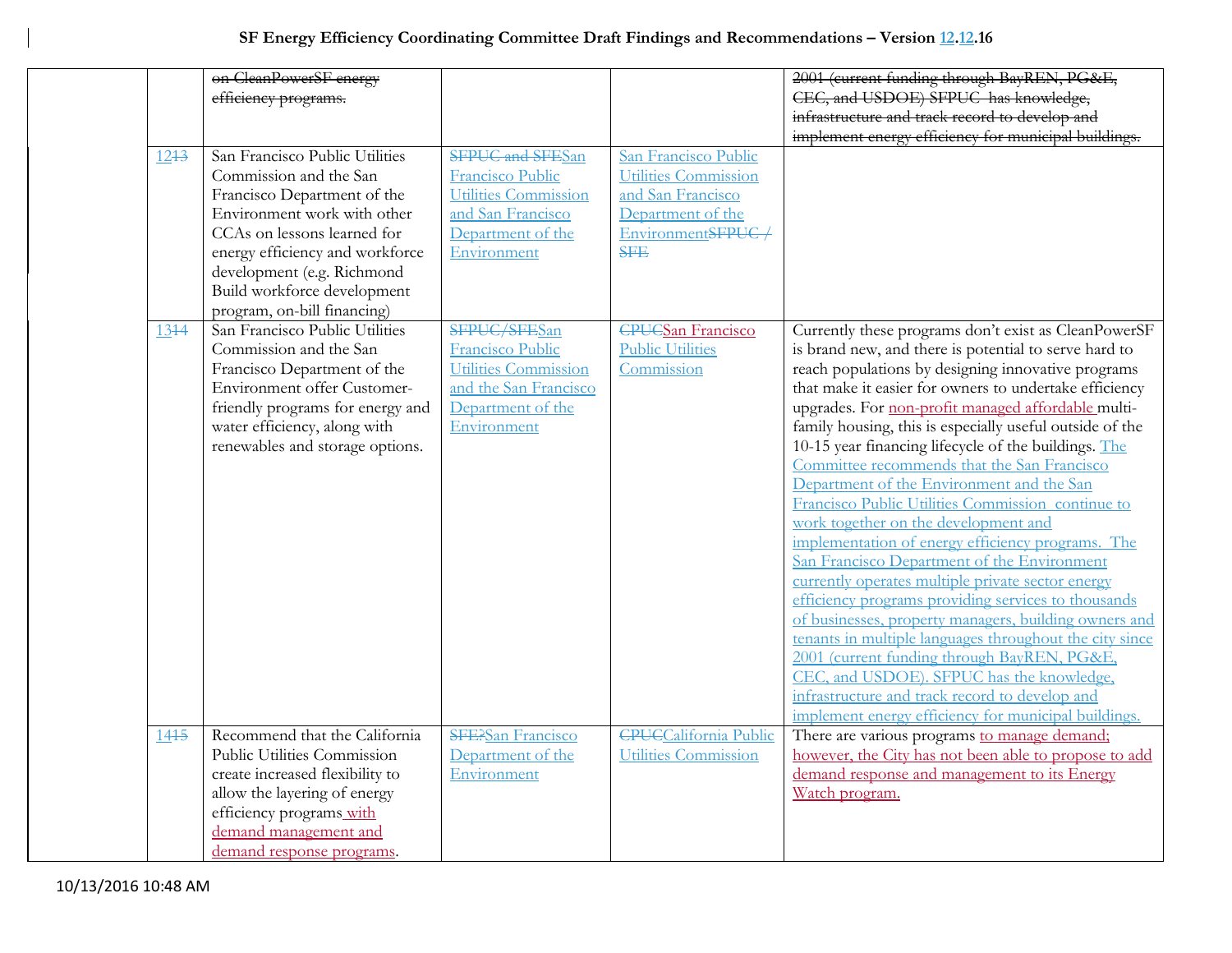| | | | | | |
|---|---|---|---|---|---|
| | | ~~on CleanPowerSF energy efficiency programs.~~ | | | ~~2001 (current funding through BayREN, PG&E, CEC, and USDOE) SFPUC has knowledge, infrastructure and track record to develop and implement energy efficiency for municipal buildings.~~ |
| | 12~~13~~ | San Francisco Public Utilities Commission and the San Francisco Department of the Environment work with other CCAs on lessons learned for energy efficiency and workforce development (e.g. Richmond Build workforce development program, on-bill financing) | ~~SFPUC and SFE~~San Francisco Public Utilities Commission and San Francisco Department of the Environment | San Francisco Public Utilities Commission and San Francisco Department of the Environment~~SFPUC / SFE~~ | |
| | 13~~14~~ | San Francisco Public Utilities Commission and the San Francisco Department of the Environment offer Customer-friendly programs for energy and water efficiency, along with renewables and storage options. | ~~SFPUC/SFE~~San Francisco Public Utilities Commission and the San Francisco Department of the Environment | ~~CPUC~~San Francisco Public Utilities Commission | Currently these programs don't exist as CleanPowerSF is brand new, and there is potential to serve hard to reach populations by designing innovative programs that make it easier for owners to undertake efficiency upgrades. For non-profit managed affordable multi-family housing, this is especially useful outside of the 10-15 year financing lifecycle of the buildings. The Committee recommends that the San Francisco Department of the Environment and the San Francisco Public Utilities Commission continue to work together on the development and implementation of energy efficiency programs. The San Francisco Department of the Environment currently operates multiple private sector energy efficiency programs providing services to thousands of businesses, property managers, building owners and tenants in multiple languages throughout the city since 2001 (current funding through BayREN, PG&E, CEC, and USDOE). SFPUC has the knowledge, infrastructure and track record to develop and implement energy efficiency for municipal buildings. |
| | 14~~15~~ | Recommend that the California Public Utilities Commission create increased flexibility to allow the layering of energy efficiency programs with demand management and demand response programs. | ~~SFE?~~San Francisco Department of the Environment | ~~CPUC~~California Public Utilities Commission | There are various programs to manage demand; however, the City has not been able to propose to add demand response and management to its Energy Watch program. |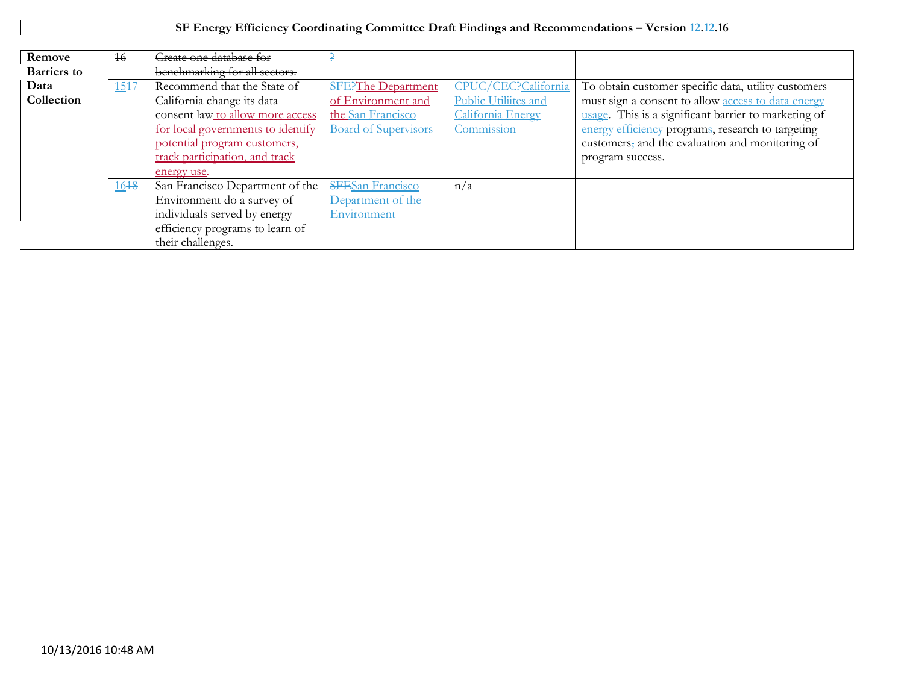| | | | | | |
|---|---|---|---|---|---|
| **Remove Barriers to Data Collection** | ~~16~~ | ~~Create one database for benchmarking for all sectors.~~ | ~~?~~ | | |
| | 15~~17~~ | Recommend that the State of California change its data consent law to allow more access for local governments to identify potential program customers, track participation, and track energy use~~.~~ | ~~SFE?~~The Department of Environment and the San Francisco Board of Supervisors | ~~CPUC/CEC?~~California Public Utiliites and California Energy Commission | To obtain customer specific data, utility customers must sign a consent to allow access to data energy usage. This is a significant barrier to marketing of energy efficiency programs, research to targeting customers~~,~~ and the evaluation and monitoring of program success. |
| | 16~~18~~ | San Francisco Department of the Environment do a survey of individuals served by energy efficiency programs to learn of their challenges. | ~~SFE~~San Francisco Department of the Environment | n/a | |